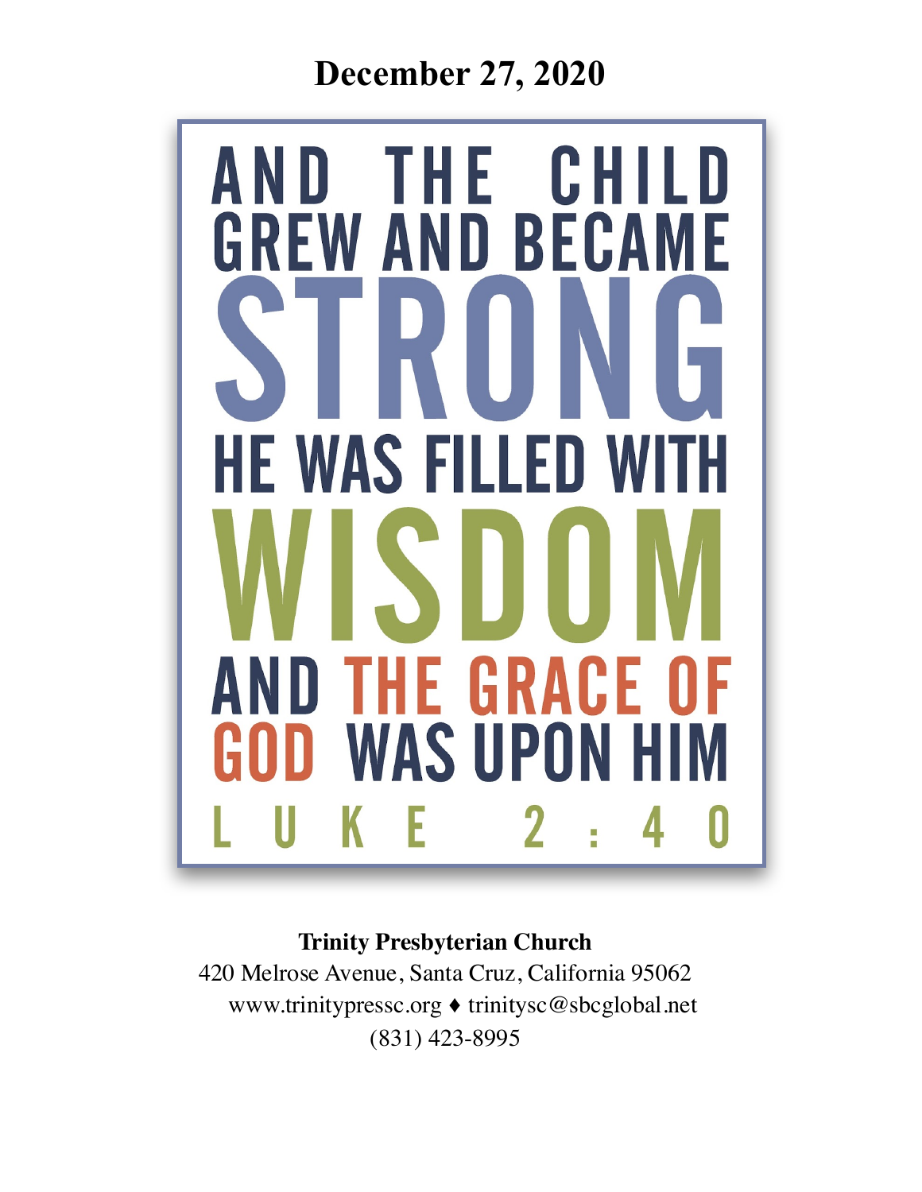# December 27, 2020

AND THE CHILD GREW AND BECAME STRONG HE WAS FILLED WITH WISDOM AND THE GRACE OF GOD WAS UPON HIM

LUKE 2:40

**Trinity Presbyterian Church**

420 Melrose Avenue, Santa Cruz, California 95062

www.trinitypressc.org ♦ trinitysc@sbcglobal.net

(831) 423-8995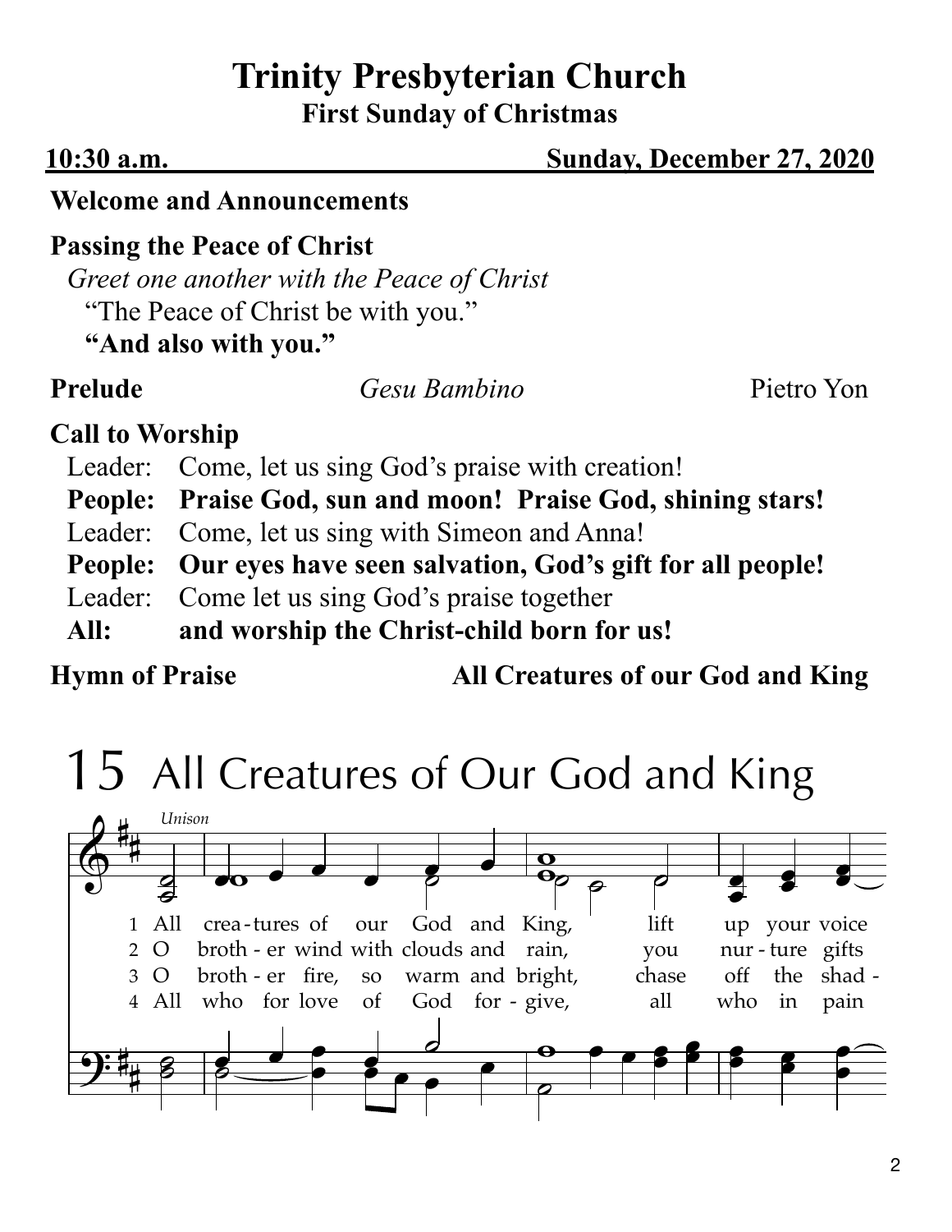# Trinity Presbyterian Church

**First Sunday of Christmas**

**10:30 a.m.** **Sunday, December 27, 2020**

**Welcome and Announcements**

**Passing the Peace of Christ**

*Greet one another with the Peace of Christ*

"The Peace of Christ be with you."

**"And also with you."**

**Prelude** *Gesu Bambino* Pietro Yon

**Call to Worship**

Leader: Come, let us sing God's praise with creation!

**People: Praise God, sun and moon! Praise God, shining stars!**

Leader: Come, let us sing with Simeon and Anna!

**People: Our eyes have seen salvation, God's gift for all people!**

Leader: Come let us sing God's praise together

**All: and worship the Christ-child born for us!**

**Hymn of Praise** **All Creatures of our God and King**

## 15 All Creatures of Our God and King

*Unison*

1 All crea-tures of our God and King, lift up your voice
2 O broth - er wind with clouds and rain, you nur - ture gifts
3 O broth - er fire, so warm and bright, chase off the shad -
4 All who for love of God for - give, all who in pain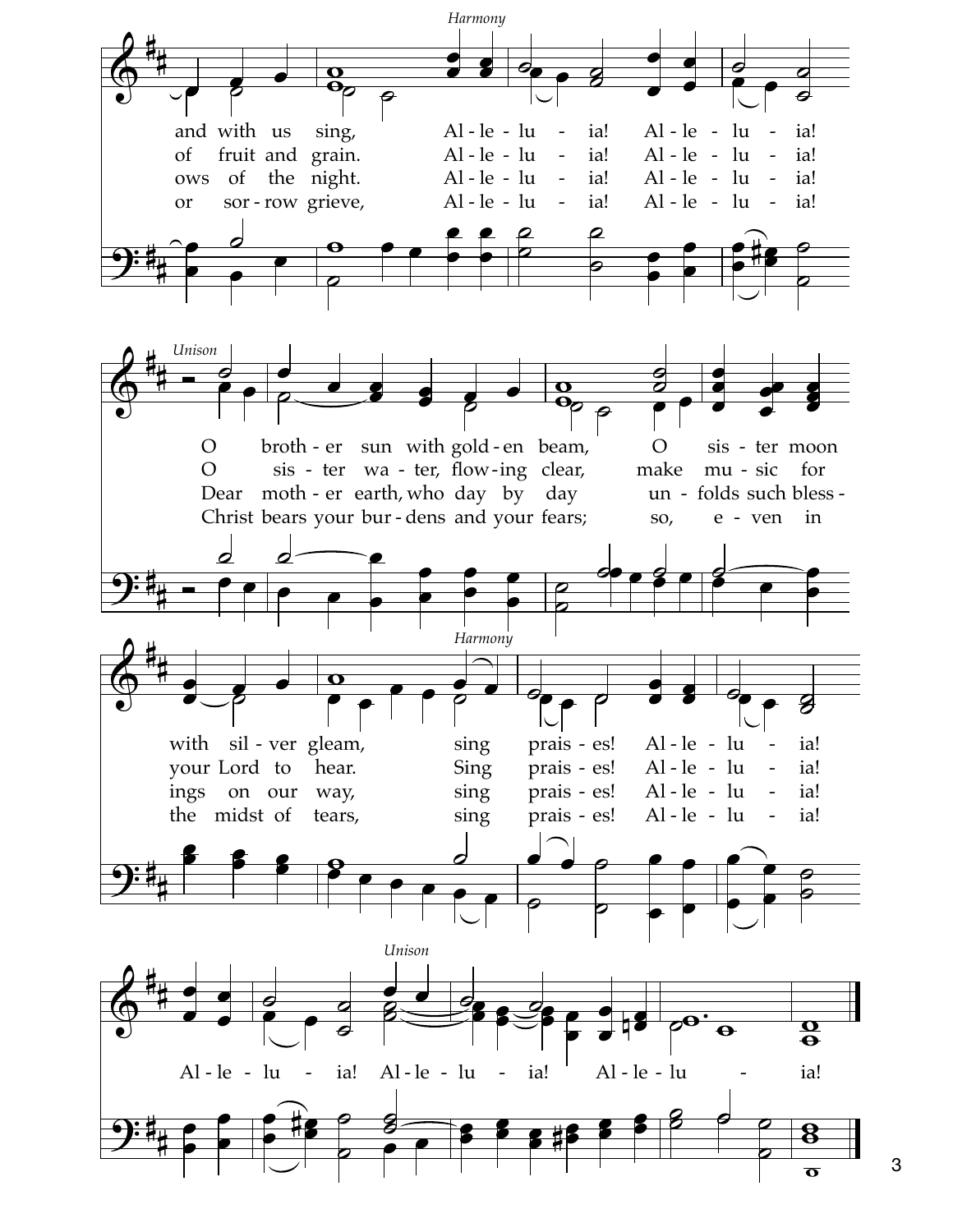*Harmony*

and with us sing, Al - le - lu - ia! Al - le - lu - ia!
of fruit and grain. Al - le - lu - ia! Al - le - lu - ia!
ows of the night. Al - le - lu - ia! Al - le - lu - ia!
or sor - row grieve, Al - le - lu - ia! Al - le - lu - ia!

*Unison*

O broth - er sun with gold - en beam, O sis - ter moon
O sis - ter wa - ter, flow - ing clear, make mu - sic for
Dear moth - er earth, who day by day un - folds such bless -
Christ bears your bur - dens and your fears; so, e - ven in

*Harmony*

with sil - ver gleam, sing prais - es! Al - le - lu - ia!
your Lord to hear. Sing prais - es! Al - le - lu - ia!
ings on our way, sing prais - es! Al - le - lu - ia!
the midst of tears, sing prais - es! Al - le - lu - ia!

*Unison*

Al - le - lu - ia! Al - le - lu - ia! Al - le - lu - ia!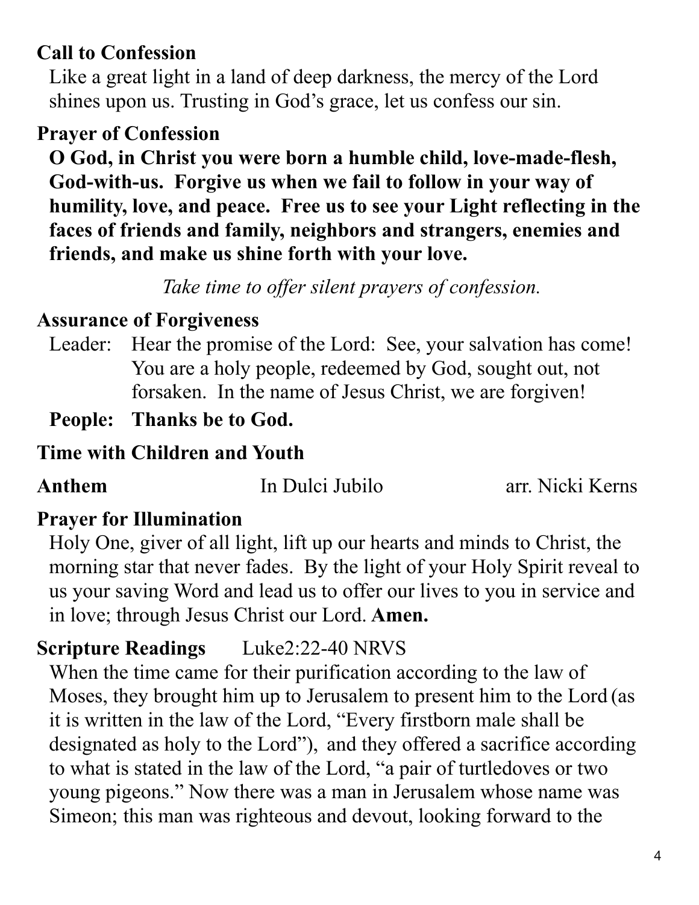**Call to Confession**

Like a great light in a land of deep darkness, the mercy of the Lord shines upon us. Trusting in God's grace, let us confess our sin.

**Prayer of Confession**

**O God, in Christ you were born a humble child, love-made-flesh, God-with-us. Forgive us when we fail to follow in your way of humility, love, and peace. Free us to see your Light reflecting in the faces of friends and family, neighbors and strangers, enemies and friends, and make us shine forth with your love.**

*Take time to offer silent prayers of confession.*

**Assurance of Forgiveness**

Leader: Hear the promise of the Lord: See, your salvation has come! You are a holy people, redeemed by God, sought out, not forsaken. In the name of Jesus Christ, we are forgiven!

**People: Thanks be to God.**

**Time with Children and Youth**

**Anthem** In Dulci Jubilo arr. Nicki Kerns

**Prayer for Illumination**

Holy One, giver of all light, lift up our hearts and minds to Christ, the morning star that never fades. By the light of your Holy Spirit reveal to us your saving Word and lead us to offer our lives to you in service and in love; through Jesus Christ our Lord. **Amen.**

**Scripture Readings** Luke2:22-40 NRVS

When the time came for their purification according to the law of Moses, they brought him up to Jerusalem to present him to the Lord (as it is written in the law of the Lord, "Every firstborn male shall be designated as holy to the Lord"), and they offered a sacrifice according to what is stated in the law of the Lord, "a pair of turtledoves or two young pigeons." Now there was a man in Jerusalem whose name was Simeon; this man was righteous and devout, looking forward to the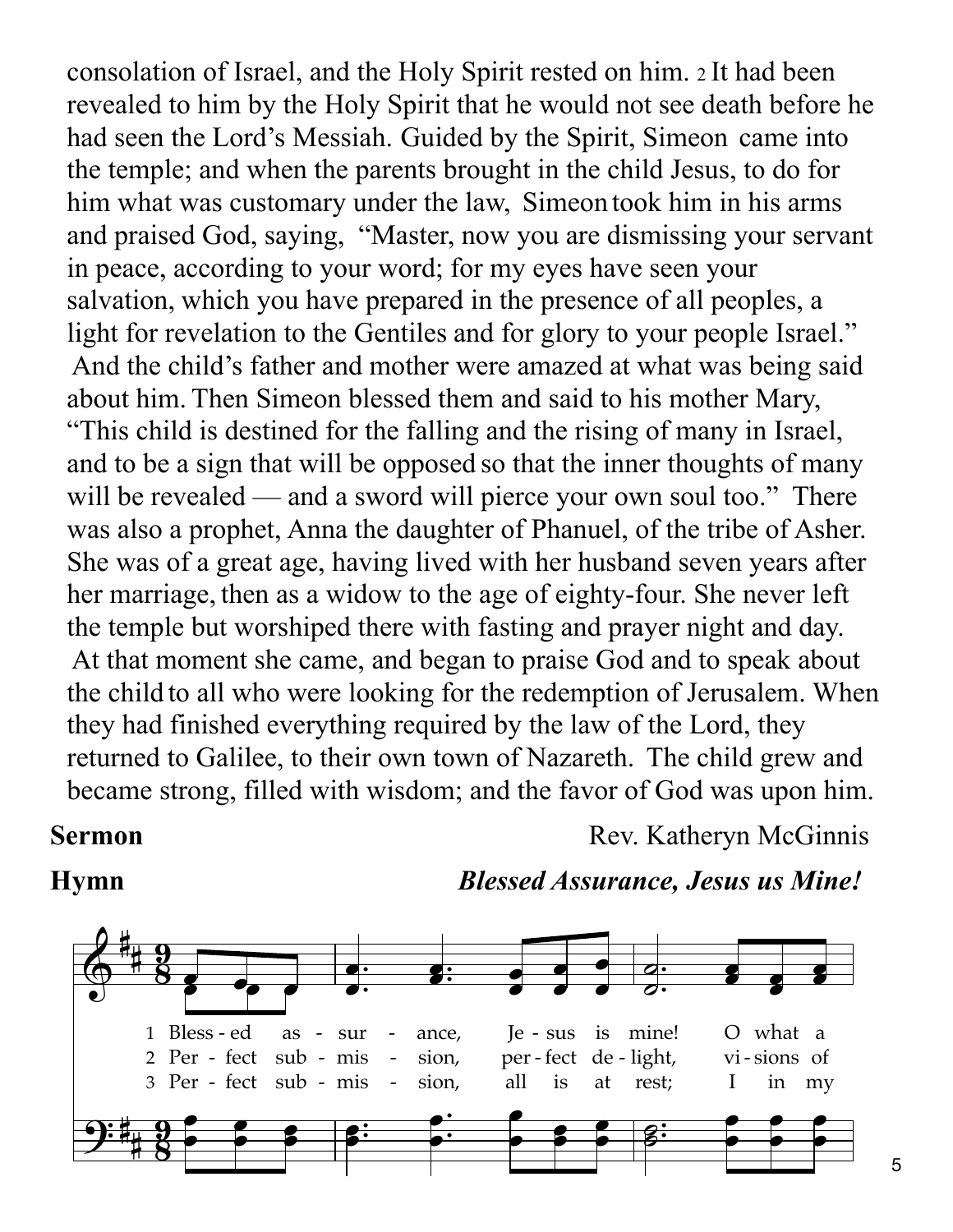consolation of Israel, and the Holy Spirit rested on him. 2 It had been revealed to him by the Holy Spirit that he would not see death before he had seen the Lord's Messiah. Guided by the Spirit, Simeon came into the temple; and when the parents brought in the child Jesus, to do for him what was customary under the law, Simeon took him in his arms and praised God, saying, "Master, now you are dismissing your servant in peace, according to your word; for my eyes have seen your salvation, which you have prepared in the presence of all peoples, a light for revelation to the Gentiles and for glory to your people Israel." And the child's father and mother were amazed at what was being said about him. Then Simeon blessed them and said to his mother Mary, "This child is destined for the falling and the rising of many in Israel, and to be a sign that will be opposed so that the inner thoughts of many will be revealed — and a sword will pierce your own soul too." There was also a prophet, Anna the daughter of Phanuel, of the tribe of Asher. She was of a great age, having lived with her husband seven years after her marriage, then as a widow to the age of eighty-four. She never left the temple but worshiped there with fasting and prayer night and day. At that moment she came, and began to praise God and to speak about the child to all who were looking for the redemption of Jerusalem. When they had finished everything required by the law of the Lord, they returned to Galilee, to their own town of Nazareth. The child grew and became strong, filled with wisdom; and the favor of God was upon him.

**Sermon** Rev. Katheryn McGinnis

**Hymn** ***Blessed Assurance, Jesus us Mine!***

1 Bless - ed as - sur - ance, Je - sus is mine! O what a
2 Per - fect sub - mis - sion, per - fect de - light, vi - sions of
3 Per - fect sub - mis - sion, all is at rest; I in my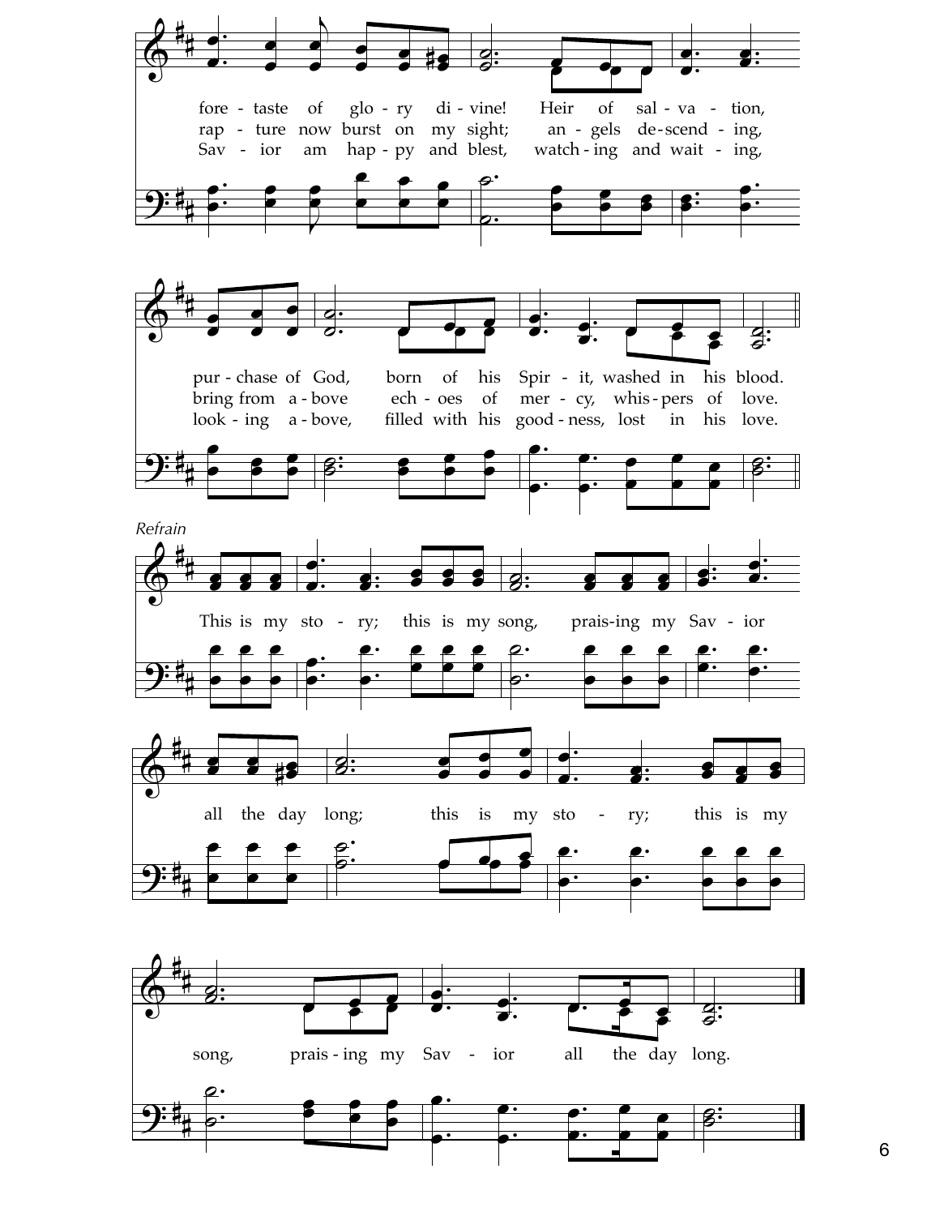fore - taste of glo - ry di - vine! Heir of sal - va - tion,
rap - ture now burst on my sight; an - gels de - scend - ing,
Sav - ior am hap - py and blest, watch - ing and wait - ing,

pur - chase of God, born of his Spir - it, washed in his blood.
bring from a - bove ech - oes of mer - cy, whis - pers of love.
look - ing a - bove, filled with his good - ness, lost in his love.

*Refrain*

This is my sto - ry; this is my song, prais-ing my Sav - ior

all the day long; this is my sto - ry; this is my

song, prais - ing my Sav - ior all the day long.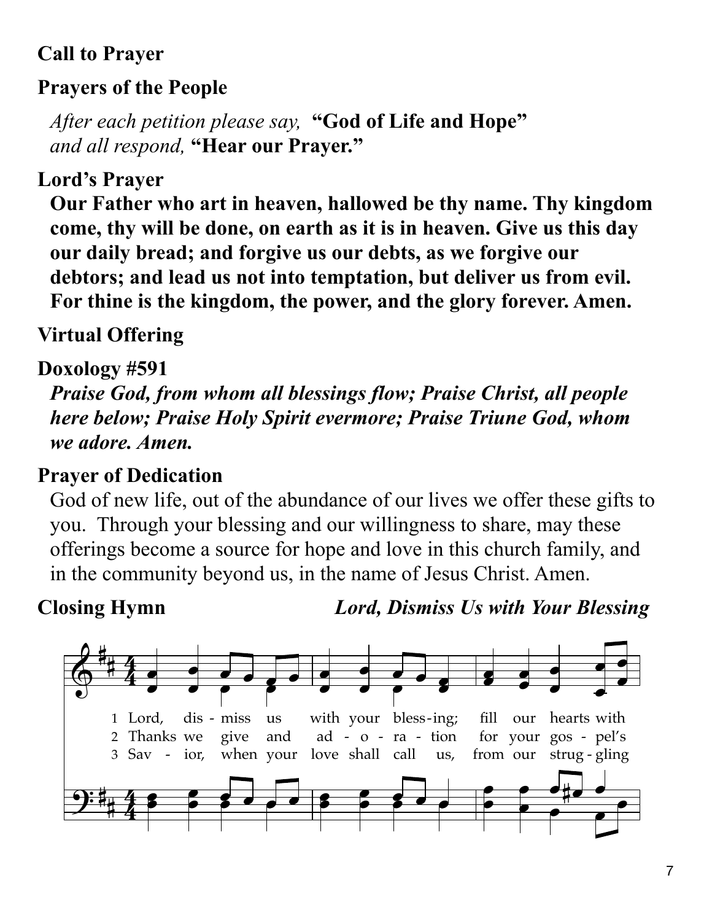**Call to Prayer**

**Prayers of the People**

*After each petition please say,* **"God of Life and Hope"** *and all respond,* **"Hear our Prayer."**

**Lord's Prayer**

**Our Father who art in heaven, hallowed be thy name. Thy kingdom come, thy will be done, on earth as it is in heaven. Give us this day our daily bread; and forgive us our debts, as we forgive our debtors; and lead us not into temptation, but deliver us from evil. For thine is the kingdom, the power, and the glory forever. Amen.**

**Virtual Offering**

**Doxology #591**

***Praise God, from whom all blessings flow; Praise Christ, all people here below; Praise Holy Spirit evermore; Praise Triune God, whom we adore. Amen.***

**Prayer of Dedication**

God of new life, out of the abundance of our lives we offer these gifts to you. Through your blessing and our willingness to share, may these offerings become a source for hope and love in this church family, and in the community beyond us, in the name of Jesus Christ. Amen.

**Closing Hymn** ***Lord, Dismiss Us with Your Blessing***

1 Lord, dis - miss us with your bless-ing; fill our hearts with
2 Thanks we give and ad - o - ra - tion for your gos - pel's
3 Sav - ior, when your love shall call us, from our strug - gling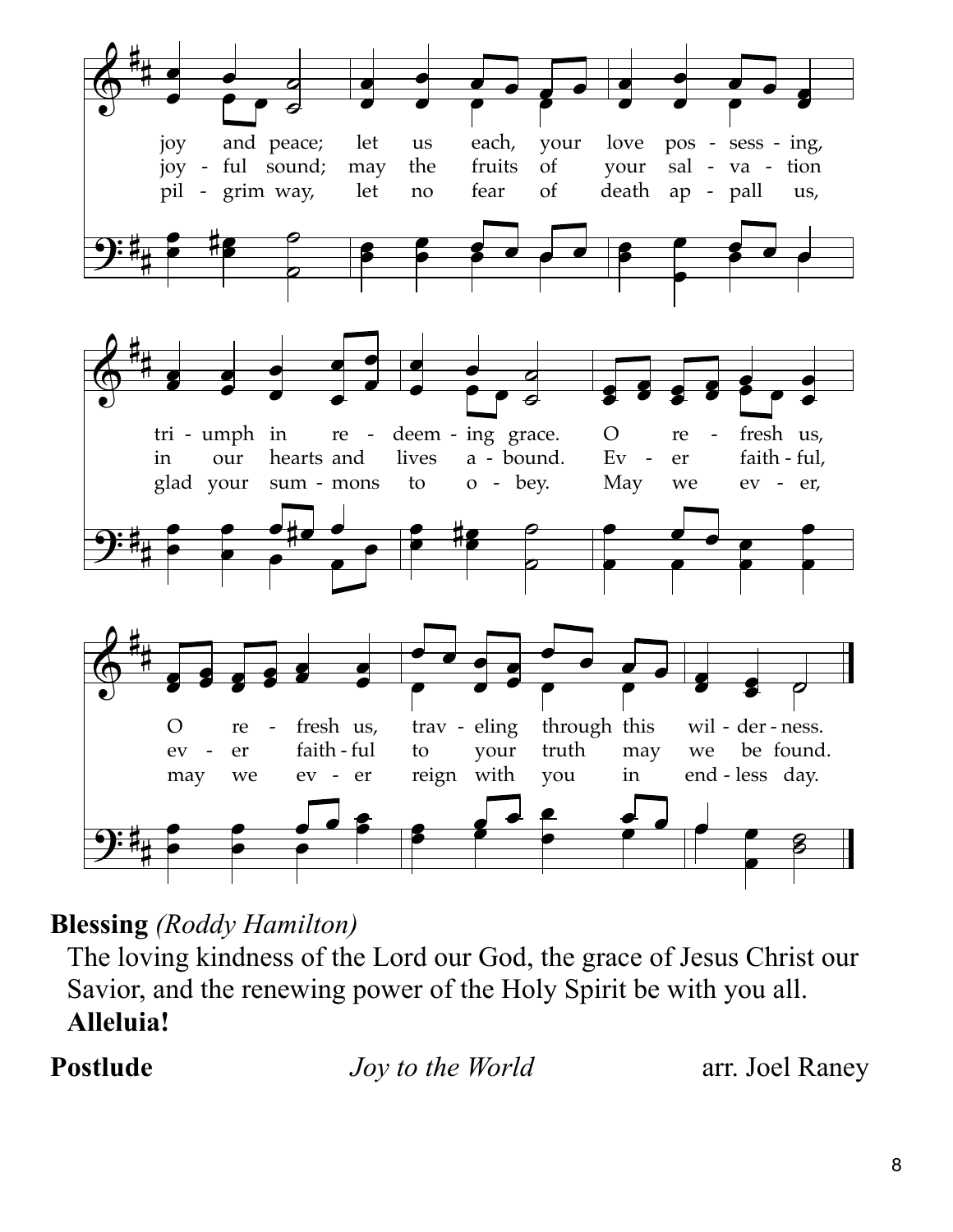joy and peace; let us each, your love pos - sess - ing,
joy - ful sound; may the fruits of your sal - va - tion
pil - grim way, let no fear of death ap - pall us,

tri - umph in re - deem - ing grace. O re - fresh us,
in our hearts and lives a - bound. Ev - er faith - ful,
glad your sum - mons to o - bey. May we ev - er,

O re - fresh us, trav - eling through this wil - der - ness.
ev - er faith - ful to your truth may we be found.
may we ev - er reign with you in end - less day.

**Blessing** *(Roddy Hamilton)*

The loving kindness of the Lord our God, the grace of Jesus Christ our Savior, and the renewing power of the Holy Spirit be with you all.
**Alleluia!**

**Postlude** *Joy to the World* arr. Joel Raney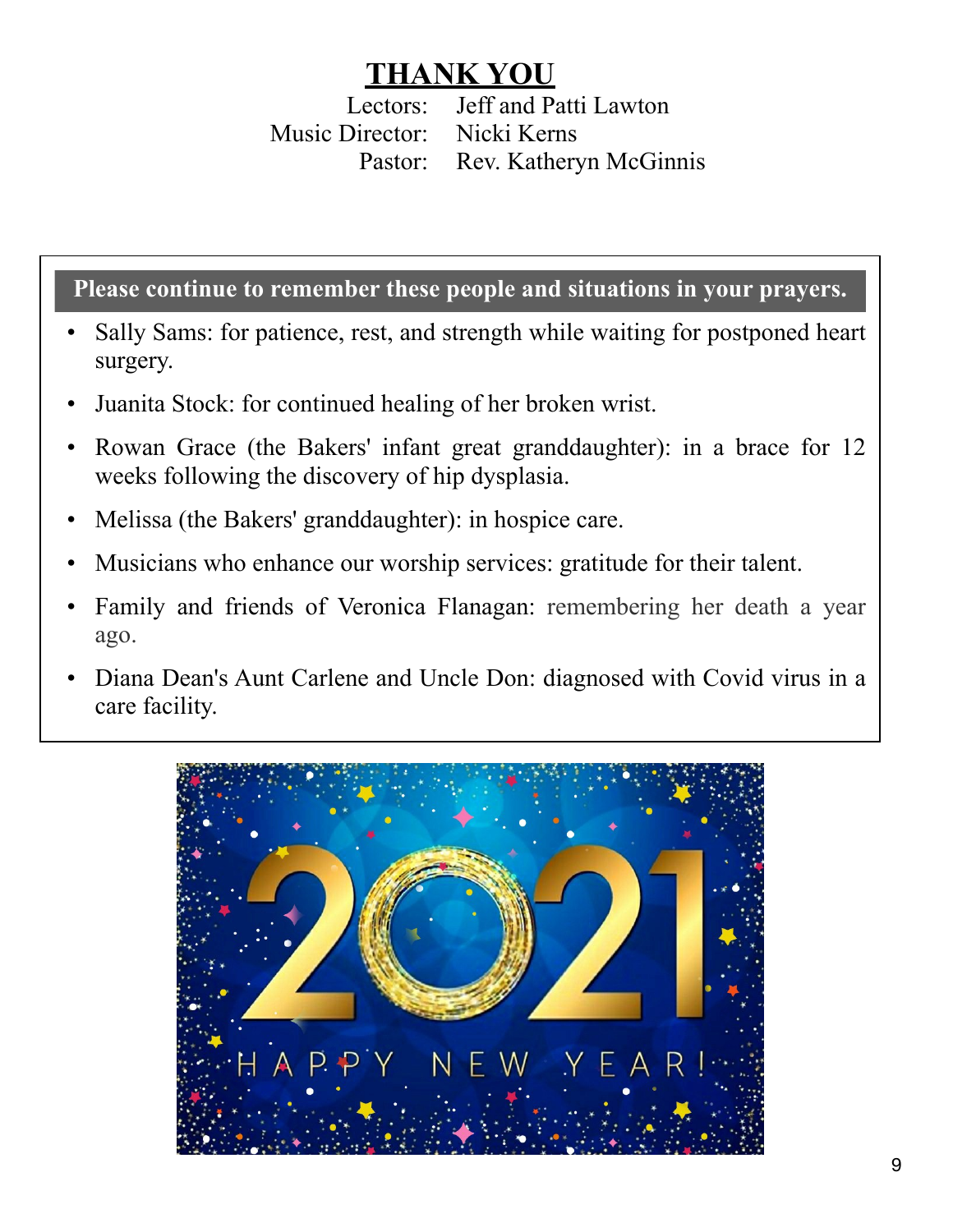# THANK YOU

| | |
|---|---|
| Lectors: | Jeff and Patti Lawton |
| Music Director: | Nicki Kerns |
| Pastor: | Rev. Katheryn McGinnis |

**Please continue to remember these people and situations in your prayers.**

- Sally Sams: for patience, rest, and strength while waiting for postponed heart surgery.
- Juanita Stock: for continued healing of her broken wrist.
- Rowan Grace (the Bakers' infant great granddaughter): in a brace for 12 weeks following the discovery of hip dysplasia.
- Melissa (the Bakers' granddaughter): in hospice care.
- Musicians who enhance our worship services: gratitude for their talent.
- Family and friends of Veronica Flanagan: remembering her death a year ago.
- Diana Dean's Aunt Carlene and Uncle Don: diagnosed with Covid virus in a care facility.

2021

HAPPY NEW YEAR!